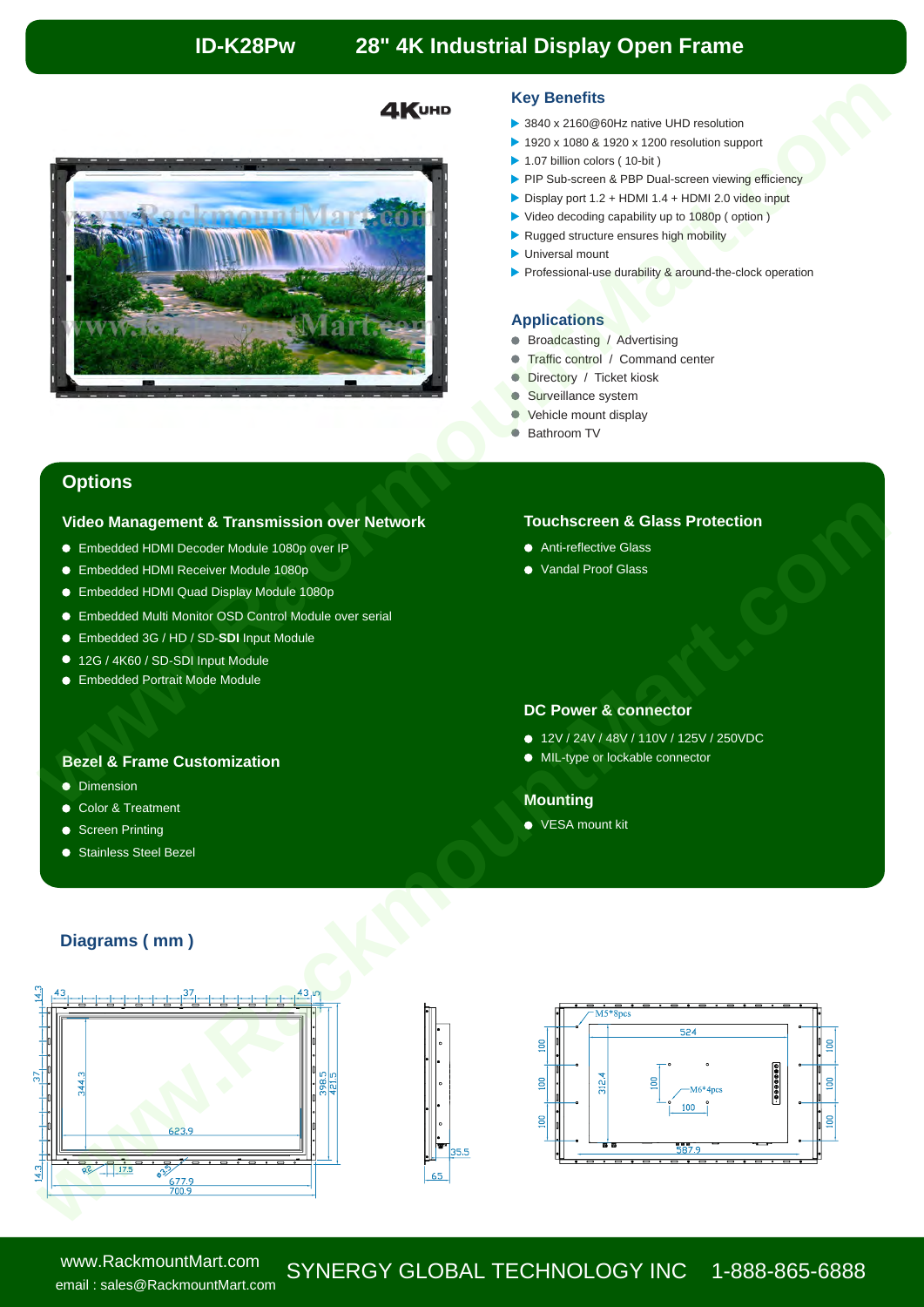# ID-K28Pw 28" 4K Industrial Display Open Frame

## Key Benefits

- 3840 x 2160@60Hz native UHD resolution
- 1920 x 1080 & 1920 x 1200 resolution support
- 1.07 billion colors ( 10-bit )
- PIP Sub-screen & PBP Dual-screen viewing efficiency
- Display port 1.2 + HDMI 1.4 + HDMI 2.0 video input
- Video decoding capability up to 1080p ( option )
- Rugged structure ensures high mobility
- Universal mount
- Professional-use durability & around-the-clock operation

## Applications

- Broadcasting / Advertising
- Traffic control / Command center
- Directory / Ticket kiosk
- Surveillance system
- Vehicle mount display
- Bathroom TV

## Options

### Video Management & Transmission over Network

- Embedded HDMI Decoder Module 1080p over IP
- Embedded HDMI Receiver Module 1080p
- Embedded HDMI Quad Display Module 1080p
- Embedded Multi Monitor OSD Control Module over serial
- Embedded 3G / HD / SD-**SDI** Input Module
- 12G / 4K60 / SD-SDI Input Module
- Embedded Portrait Mode Module

### Bezel & Frame Customization

- Dimension
- Color & Treatment
- Screen Printing
- Stainless Steel Bezel

### Touchscreen & Glass Protection

- Anti-reflective Glass
- Vandal Proof Glass

### DC Power & connector

- 12V / 24V / 48V / 110V / 125V / 250VDC
- MIL-type or lockable connector

### Mounting

- VESA mount kit

## Diagrams ( mm )

43 37 43 14.3 37 14.3 344.3 398.5 421.5 623.9 R2 17.5 φ3.5 677.9 700.9

35.5 65

M5*8pcs 524 100 100 100 312.4 100 M6*4pcs 100 100 100 100 587.9

www.RackmountMart.com
email : sales@RackmountMart.com
SYNERGY GLOBAL TECHNOLOGY INC 1-888-865-6888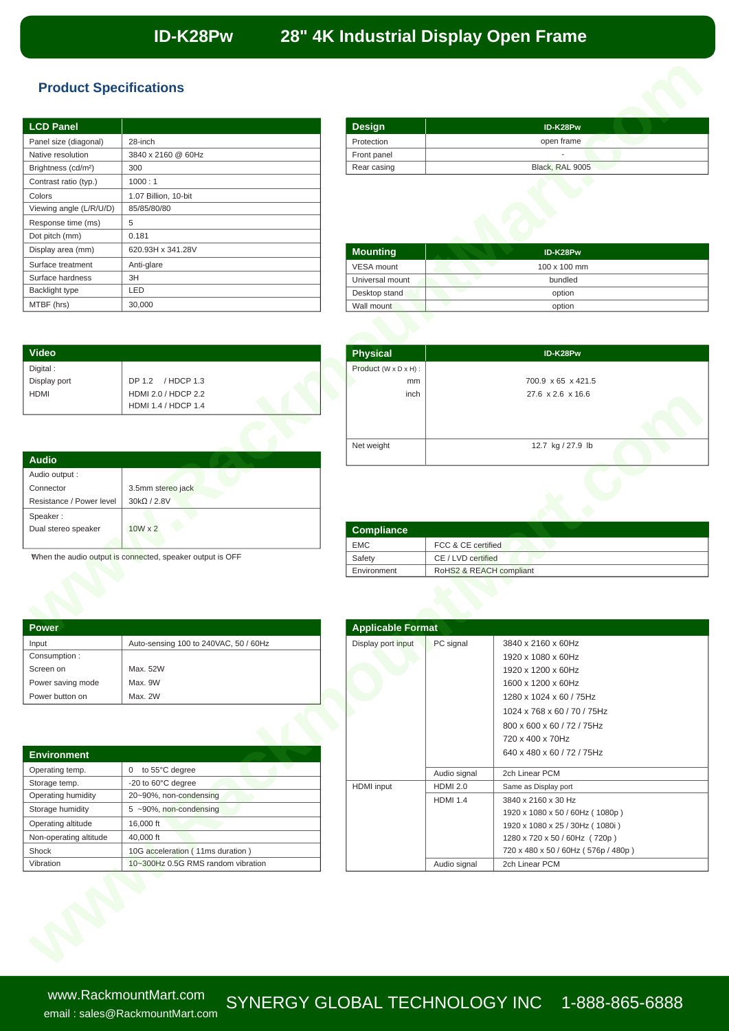# ID-K28Pw 28" 4K Industrial Display Open Frame

## Product Specifications

| LCD Panel | |
|---|---|
| Panel size (diagonal) | 28-inch |
| Native resolution | 3840 x 2160 @ 60Hz |
| Brightness (cd/m²) | 300 |
| Contrast ratio (typ.) | 1000 : 1 |
| Colors | 1.07 Billion, 10-bit |
| Viewing angle (L/R/U/D) | 85/85/80/80 |
| Response time (ms) | 5 |
| Dot pitch (mm) | 0.181 |
| Display area (mm) | 620.93H x 341.28V |
| Surface treatment | Anti-glare |
| Surface hardness | 3H |
| Backlight type | LED |
| MTBF (hrs) | 30,000 |

| Design | ID-K28Pw |
|---|---|
| Protection | open frame |
| Front panel | - |
| Rear casing | Black, RAL 9005 |

| Mounting | ID-K28Pw |
|---|---|
| VESA mount | 100 x 100 mm |
| Universal mount | bundled |
| Desktop stand | option |
| Wall mount | option |

| Video | |
|---|---|
| Digital : | |
| Display port | DP 1.2 / HDCP 1.3 |
| HDMI | HDMI 2.0 / HDCP 2.2<br>HDMI 1.4 / HDCP 1.4 |

| Physical | ID-K28Pw |
|---|---|
| Product (W x D x H) : | |
| mm | 700.9 x 65 x 421.5 |
| inch | 27.6 x 2.6 x 16.6 |
| Net weight | 12.7 kg / 27.9 lb |

| Audio | |
|---|---|
| Audio output : | |
| Connector | 3.5mm stereo jack |
| Resistance / Power level | 30kΩ / 2.8V |
| Speaker : | |
| Dual stereo speaker | 10W x 2 |

When the audio output is connected, speaker output is OFF

| Compliance | |
|---|---|
| EMC | FCC & CE certified |
| Safety | CE / LVD certified |
| Environment | RoHS2 & REACH compliant |

| Power | |
|---|---|
| Input | Auto-sensing 100 to 240VAC, 50 / 60Hz |
| Consumption : | |
| Screen on | Max. 52W |
| Power saving mode | Max. 9W |
| Power button on | Max. 2W |

| Environment | |
|---|---|
| Operating temp. | 0 to 55°C degree |
| Storage temp. | -20 to 60°C degree |
| Operating humidity | 20~90%, non-condensing |
| Storage humidity | 5 ~90%, non-condensing |
| Operating altitude | 16,000 ft |
| Non-operating altitude | 40,000 ft |
| Shock | 10G acceleration ( 11ms duration ) |
| Vibration | 10~300Hz 0.5G RMS random vibration |

| Applicable Format | | |
|---|---|---|
| Display port input | PC signal | 3840 x 2160 x 60Hz<br>1920 x 1080 x 60Hz<br>1920 x 1200 x 60Hz<br>1600 x 1200 x 60Hz<br>1280 x 1024 x 60 / 75Hz<br>1024 x 768 x 60 / 70 / 75Hz<br>800 x 600 x 60 / 72 / 75Hz<br>720 x 400 x 70Hz<br>640 x 480 x 60 / 72 / 75Hz |
| | Audio signal | 2ch Linear PCM |
| HDMI input | HDMI 2.0 | Same as Display port |
| | HDMI 1.4 | 3840 x 2160 x 30 Hz<br>1920 x 1080 x 50 / 60Hz ( 1080p )<br>1920 x 1080 x 25 / 30Hz ( 1080i )<br>1280 x 720 x 50 / 60Hz ( 720p )<br>720 x 480 x 50 / 60Hz ( 576p / 480p ) |
| | Audio signal | 2ch Linear PCM |

www.RackmountMart.com
email : sales@RackmountMart.com
SYNERGY GLOBAL TECHNOLOGY INC 1-888-865-6888